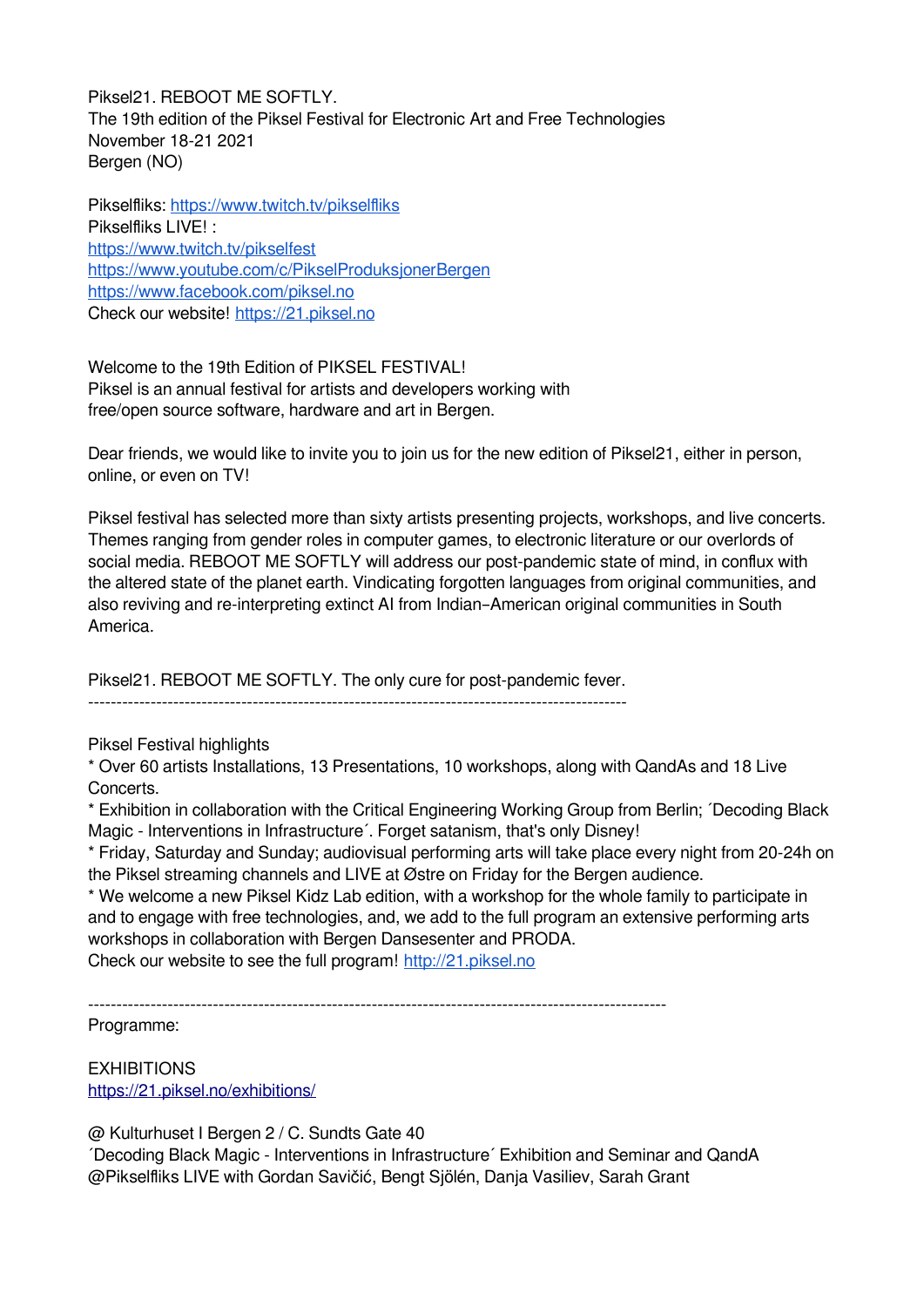Piksel21. REBOOT ME SOFTLY.
The 19th edition of the Piksel Festival for Electronic Art and Free Technologies
November 18-21 2021
Bergen (NO)

Pikselfliks: [https://www.twitch.tv/pikselfliks](https://www.twitch.tv/pikselfliks)
Pikselfliks LIVE! :
[https://www.twitch.tv/pikselfest](https://www.twitch.tv/pikselfest)
[https://www.youtube.com/c/PikselProduksjonerBergen](https://www.youtube.com/c/PikselProduksjonerBergen)
[https://www.facebook.com/piksel.no](https://www.facebook.com/piksel.no)
Check our website! [https://21.piksel.no](https://21.piksel.no)

Welcome to the 19th Edition of PIKSEL FESTIVAL!
Piksel is an annual festival for artists and developers working with
free/open source software, hardware and art in Bergen.

Dear friends, we would like to invite you to join us for the new edition of Piksel21, either in person, online, or even on TV!

Piksel festival has selected more than sixty artists presenting projects, workshops, and live concerts. Themes ranging from gender roles in computer games, to electronic literature or our overlords of social media. REBOOT ME SOFTLY will address our post-pandemic state of mind, in conflux with the altered state of the planet earth. Vindicating forgotten languages from original communities, and also reviving and re-interpreting extinct AI from Indian–American original communities in South America.

Piksel21. REBOOT ME SOFTLY. The only cure for post-pandemic fever.

---

Piksel Festival highlights
* Over 60 artists Installations, 13 Presentations, 10 workshops, along with QandAs and 18 Live Concerts.
* Exhibition in collaboration with the Critical Engineering Working Group from Berlin; ´Decoding Black Magic - Interventions in Infrastructure´. Forget satanism, that's only Disney!
* Friday, Saturday and Sunday; audiovisual performing arts will take place every night from 20-24h on the Piksel streaming channels and LIVE at Østre on Friday for the Bergen audience.
* We welcome a new Piksel Kidz Lab edition, with a workshop for the whole family to participate in and to engage with free technologies, and, we add to the full program an extensive performing arts workshops in collaboration with Bergen Dansesenter and PRODA.

Check our website to see the full program! [http://21.piksel.no](http://21.piksel.no)

---

Programme:

EXHIBITIONS
[https://21.piksel.no/exhibitions/](https://21.piksel.no/exhibitions/)

@ Kulturhuset I Bergen 2 / C. Sundts Gate 40
´Decoding Black Magic - Interventions in Infrastructure´ Exhibition and Seminar and QandA
@Pikselfliks LIVE with Gordan Savičić, Bengt Sjölén, Danja Vasiliev, Sarah Grant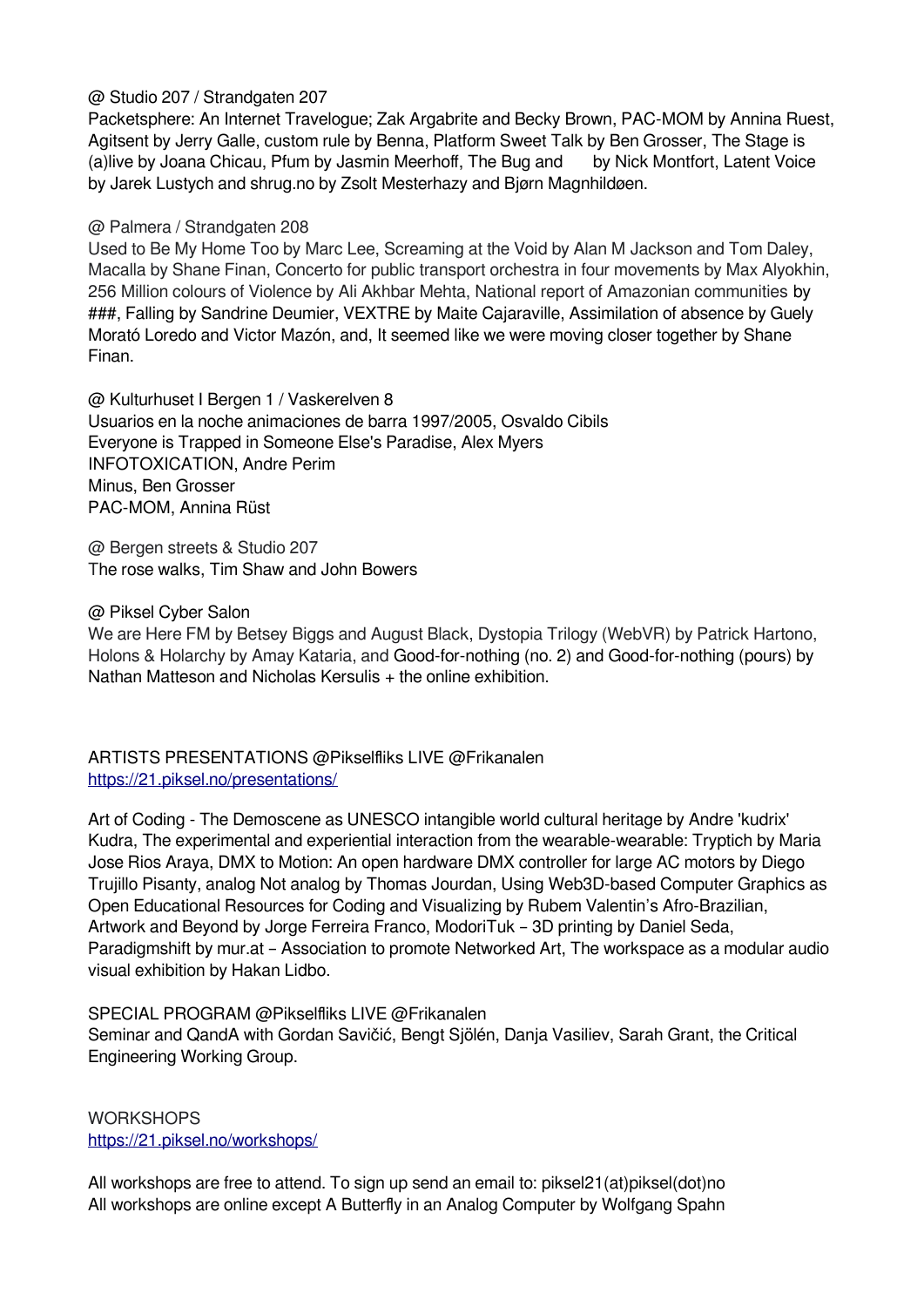@ Studio 207 / Strandgaten 207
Packetsphere: An Internet Travelogue; Zak Argabrite and Becky Brown, PAC-MOM by Annina Ruest, Agitsent by Jerry Galle, custom rule by Benna, Platform Sweet Talk by Ben Grosser, The Stage is (a)live by Joana Chicau, Pfum by Jasmin Meerhoff, The Bug and  by Nick Montfort, Latent Voice by Jarek Lustych and shrug.no by Zsolt Mesterhazy and Bjørn Magnhildøen.

@ Palmera / Strandgaten 208
Used to Be My Home Too by Marc Lee, Screaming at the Void by Alan M Jackson and Tom Daley, Macalla by Shane Finan, Concerto for public transport orchestra in four movements by Max Alyokhin, 256 Million colours of Violence by Ali Akhbar Mehta, National report of Amazonian communities by ###, Falling by Sandrine Deumier, VEXTRE by Maite Cajaraville, Assimilation of absence by Guely Morató Loredo and Victor Mazón, and, It seemed like we were moving closer together by Shane Finan.

@ Kulturhuset I Bergen 1 / Vaskerelven 8
Usuarios en la noche animaciones de barra 1997/2005, Osvaldo Cibils
Everyone is Trapped in Someone Else's Paradise, Alex Myers
INFOTOXICATION, Andre Perim
Minus, Ben Grosser
PAC-MOM, Annina Rüst

@ Bergen streets & Studio 207
The rose walks, Tim Shaw and John Bowers

@ Piksel Cyber Salon
We are Here FM by Betsey Biggs and August Black, Dystopia Trilogy (WebVR) by Patrick Hartono, Holons & Holarchy by Amay Kataria, and Good-for-nothing (no. 2) and Good-for-nothing (pours) by Nathan Matteson and Nicholas Kersulis + the online exhibition.

ARTISTS PRESENTATIONS @Pikselfliks LIVE @Frikanalen
https://21.piksel.no/presentations/

Art of Coding - The Demoscene as UNESCO intangible world cultural heritage by Andre 'kudrix' Kudra, The experimental and experiential interaction from the wearable-wearable: Tryptich by Maria Jose Rios Araya, DMX to Motion: An open hardware DMX controller for large AC motors by Diego Trujillo Pisanty, analog Not analog by Thomas Jourdan, Using Web3D-based Computer Graphics as Open Educational Resources for Coding and Visualizing by Rubem Valentin's Afro-Brazilian, Artwork and Beyond by Jorge Ferreira Franco, ModoriTuk – 3D printing by Daniel Seda, Paradigmshift by mur.at – Association to promote Networked Art, The workspace as a modular audio visual exhibition by Hakan Lidbo.

SPECIAL PROGRAM @Pikselfliks LIVE @Frikanalen
Seminar and QandA with Gordan Savičić, Bengt Sjölén, Danja Vasiliev, Sarah Grant, the Critical Engineering Working Group.

WORKSHOPS
https://21.piksel.no/workshops/

All workshops are free to attend. To sign up send an email to: piksel21(at)piksel(dot)no
All workshops are online except A Butterfly in an Analog Computer by Wolfgang Spahn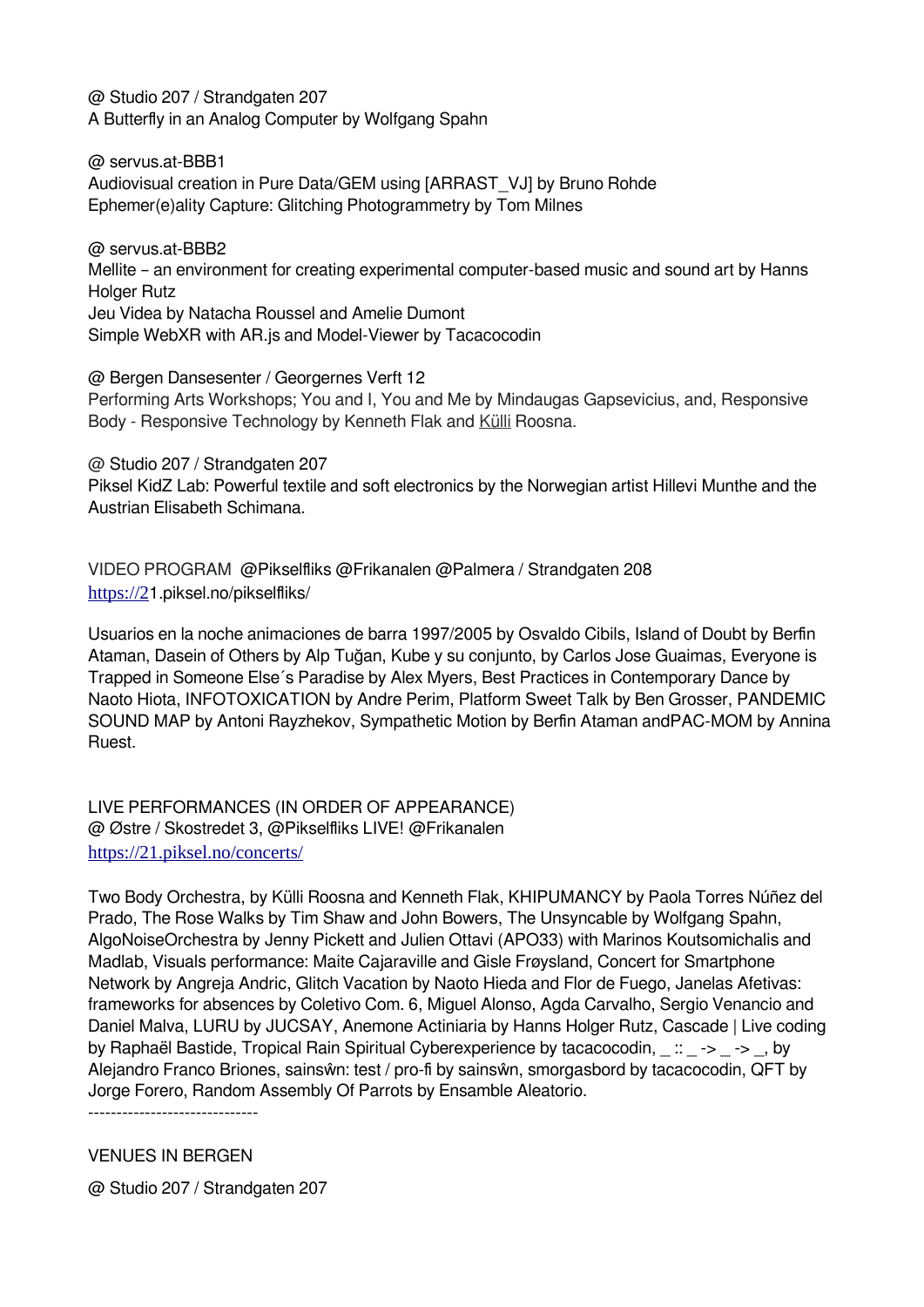@ Studio 207 / Strandgaten 207
A Butterfly in an Analog Computer by Wolfgang Spahn

@ servus.at-BBB1
Audiovisual creation in Pure Data/GEM using [ARRAST_VJ] by Bruno Rohde
Ephemer(e)ality Capture: Glitching Photogrammetry by Tom Milnes

@ servus.at-BBB2
Mellite – an environment for creating experimental computer-based music and sound art by Hanns Holger Rutz
Jeu Videa by Natacha Roussel and Amelie Dumont
Simple WebXR with AR.js and Model-Viewer by Tacacocodin

@ Bergen Dansesenter / Georgernes Verft 12
Performing Arts Workshops; You and I, You and Me by Mindaugas Gapsevicius, and, Responsive Body - Responsive Technology by Kenneth Flak and Külli Roosna.

@ Studio 207 / Strandgaten 207
Piksel KidZ Lab: Powerful textile and soft electronics by the Norwegian artist Hillevi Munthe and the Austrian Elisabeth Schimana.

VIDEO PROGRAM @Pikselfliks @Frikanalen @Palmera / Strandgaten 208
https://21.piksel.no/pikselfliks/

Usuarios en la noche animaciones de barra 1997/2005 by Osvaldo Cibils, Island of Doubt by Berfin Ataman, Dasein of Others by Alp Tuğan, Kube y su conjunto, by Carlos Jose Guaimas, Everyone is Trapped in Someone Else´s Paradise by Alex Myers, Best Practices in Contemporary Dance by Naoto Hiota, INFOTOXICATION by Andre Perim, Platform Sweet Talk by Ben Grosser, PANDEMIC SOUND MAP by Antoni Rayzhekov, Sympathetic Motion by Berfin Ataman andPAC-MOM by Annina Ruest.

LIVE PERFORMANCES (IN ORDER OF APPEARANCE)
@ Østre / Skostredet 3, @Pikselfliks LIVE! @Frikanalen
https://21.piksel.no/concerts/

Two Body Orchestra, by Külli Roosna and Kenneth Flak, KHIPUMANCY by Paola Torres Núñez del Prado, The Rose Walks by Tim Shaw and John Bowers, The Unsyncable by Wolfgang Spahn, AlgoNoiseOrchestra by Jenny Pickett and Julien Ottavi (APO33) with Marinos Koutsomichalis and Madlab, Visuals performance: Maite Cajaraville and Gisle Frøysland, Concert for Smartphone Network by Angreja Andric, Glitch Vacation by Naoto Hieda and Flor de Fuego, Janelas Afetivas: frameworks for absences by Coletivo Com. 6, Miguel Alonso, Agda Carvalho, Sergio Venancio and Daniel Malva, LURU by JUCSAY, Anemone Actiniaria by Hanns Holger Rutz, Cascade | Live coding by Raphaël Bastide, Tropical Rain Spiritual Cyberexperience by tacacocodin, _ :: _ -> _ -> _, by Alejandro Franco Briones, sainsŵn: test / pro-fi by sainsŵn, smorgasbord by tacacocodin, QFT by Jorge Forero, Random Assembly Of Parrots by Ensamble Aleatorio.

------------------------------

VENUES IN BERGEN

@ Studio 207 / Strandgaten 207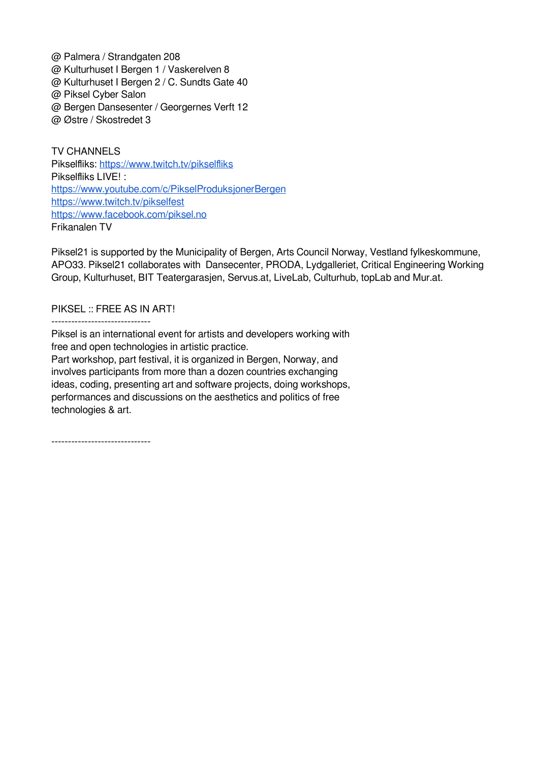@ Palmera / Strandgaten 208
@ Kulturhuset I Bergen 1 / Vaskerelven 8
@ Kulturhuset I Bergen 2 / C. Sundts Gate 40
@ Piksel Cyber Salon
@ Bergen Dansesenter / Georgernes Verft 12
@ Østre / Skostredet 3

TV CHANNELS
Pikselfliks: https://www.twitch.tv/pikselfliks
Pikselfliks LIVE! :
https://www.youtube.com/c/PikselProduksjonerBergen
https://www.twitch.tv/pikselfest
https://www.facebook.com/piksel.no
Frikanalen TV

Piksel21 is supported by the Municipality of Bergen, Arts Council Norway, Vestland fylkeskommune, APO33. Piksel21 collaborates with Dansecenter, PRODA, Lydgalleriet, Critical Engineering Working Group, Kulturhuset, BIT Teatergarasjen, Servus.at, LiveLab, Culturhub, topLab and Mur.at.

PIKSEL :: FREE AS IN ART!

------------------------------

Piksel is an international event for artists and developers working with free and open technologies in artistic practice.
Part workshop, part festival, it is organized in Bergen, Norway, and involves participants from more than a dozen countries exchanging ideas, coding, presenting art and software projects, doing workshops, performances and discussions on the aesthetics and politics of free technologies & art.

------------------------------